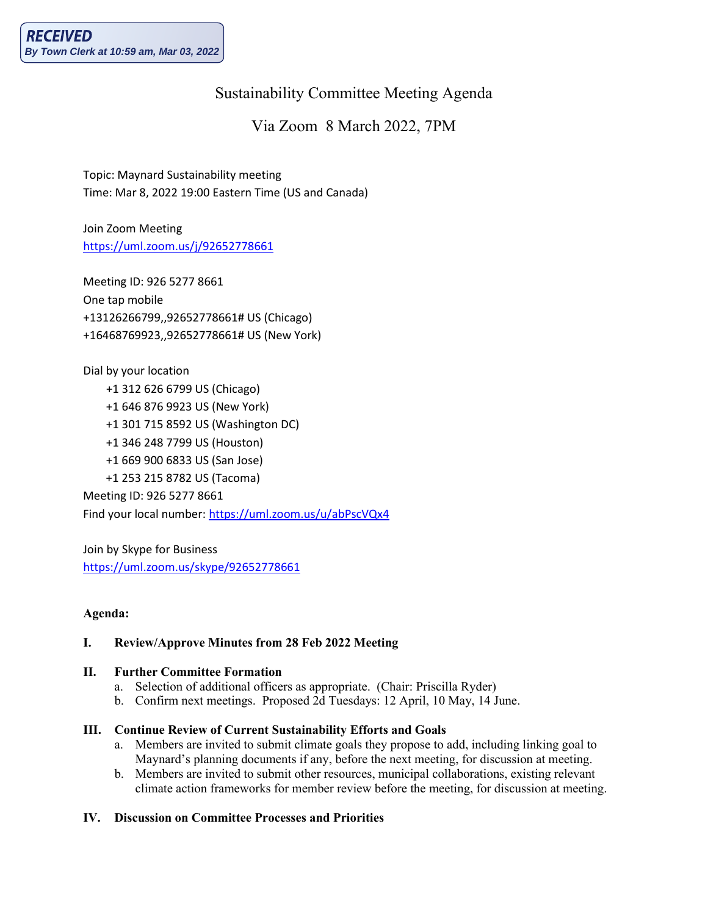**RECEIVED**
*By Town Clerk at 10:59 am, Mar 03, 2022*

# Sustainability Committee Meeting Agenda

## Via Zoom 8 March 2022, 7PM

Topic: Maynard Sustainability meeting
Time: Mar 8, 2022 19:00 Eastern Time (US and Canada)

Join Zoom Meeting
https://uml.zoom.us/j/92652778661

Meeting ID: 926 5277 8661
One tap mobile
+13126266799,,92652778661# US (Chicago)
+16468769923,,92652778661# US (New York)

Dial by your location
- +1 312 626 6799 US (Chicago)
- +1 646 876 9923 US (New York)
- +1 301 715 8592 US (Washington DC)
- +1 346 248 7799 US (Houston)
- +1 669 900 6833 US (San Jose)
- +1 253 215 8782 US (Tacoma)

Meeting ID: 926 5277 8661
Find your local number: https://uml.zoom.us/u/abPscVQx4

Join by Skype for Business
https://uml.zoom.us/skype/92652778661

**Agenda:**

**I. Review/Approve Minutes from 28 Feb 2022 Meeting**

**II. Further Committee Formation**

a. Selection of additional officers as appropriate. (Chair: Priscilla Ryder)
b. Confirm next meetings. Proposed 2d Tuesdays: 12 April, 10 May, 14 June.

**III. Continue Review of Current Sustainability Efforts and Goals**

a. Members are invited to submit climate goals they propose to add, including linking goal to Maynard's planning documents if any, before the next meeting, for discussion at meeting.
b. Members are invited to submit other resources, municipal collaborations, existing relevant climate action frameworks for member review before the meeting, for discussion at meeting.

**IV. Discussion on Committee Processes and Priorities**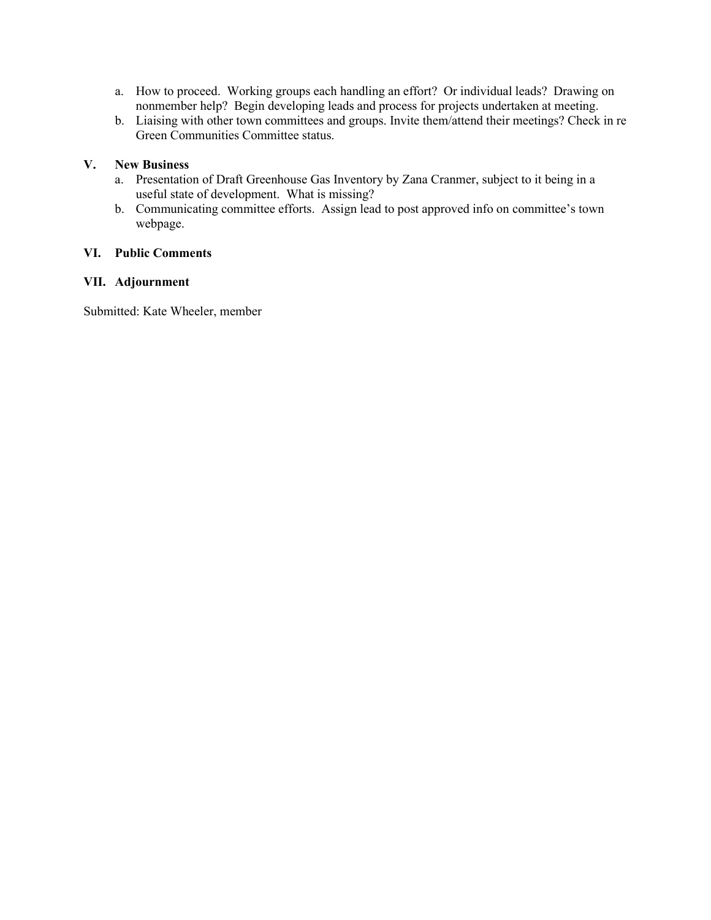a. How to proceed. Working groups each handling an effort? Or individual leads? Drawing on nonmember help? Begin developing leads and process for projects undertaken at meeting.
b. Liaising with other town committees and groups. Invite them/attend their meetings? Check in re Green Communities Committee status.

**V. New Business**

a. Presentation of Draft Greenhouse Gas Inventory by Zana Cranmer, subject to it being in a useful state of development. What is missing?
b. Communicating committee efforts. Assign lead to post approved info on committee's town webpage.

**VI. Public Comments**

**VII. Adjournment**

Submitted: Kate Wheeler, member